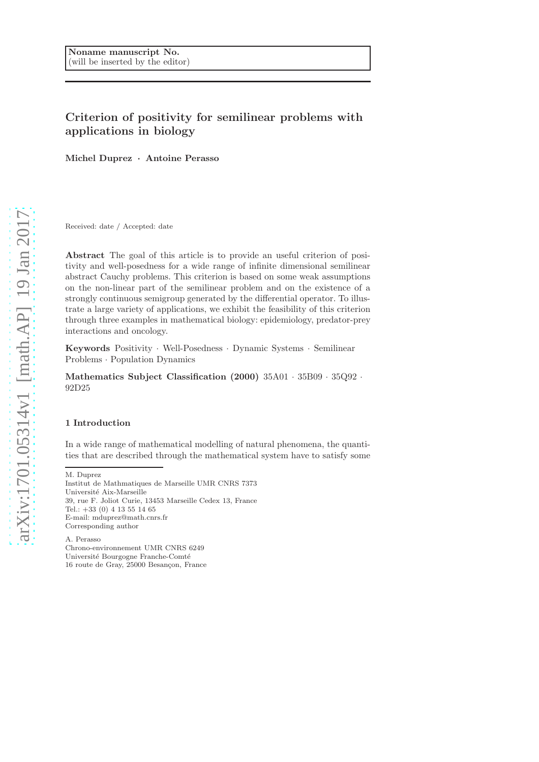Noname manuscript No.
(will be inserted by the editor)

# Criterion of positivity for semilinear problems with applications in biology

**Michel Duprez · Antoine Perasso**

Received: date / Accepted: date

**Abstract** The goal of this article is to provide an useful criterion of positivity and well-posedness for a wide range of infinite dimensional semilinear abstract Cauchy problems. This criterion is based on some weak assumptions on the non-linear part of the semilinear problem and on the existence of a strongly continuous semigroup generated by the differential operator. To illustrate a large variety of applications, we exhibit the feasibility of this criterion through three examples in mathematical biology: epidemiology, predator-prey interactions and oncology.

**Keywords** Positivity · Well-Posedness · Dynamic Systems · Semilinear Problems · Population Dynamics

**Mathematics Subject Classification (2000)** 35A01 · 35B09 · 35Q92 · 92D25

## 1 Introduction

In a wide range of mathematical modelling of natural phenomena, the quantities that are described through the mathematical system have to satisfy some

---

M. Duprez
Institut de Mathmatiques de Marseille UMR CNRS 7373
Université Aix-Marseille
39, rue F. Joliot Curie, 13453 Marseille Cedex 13, France
Tel.: +33 (0) 4 13 55 14 65
E-mail: mduprez@math.cnrs.fr
Corresponding author

A. Perasso
Chrono-environnement UMR CNRS 6249
Université Bourgogne Franche-Comté
16 route de Gray, 25000 Besançon, France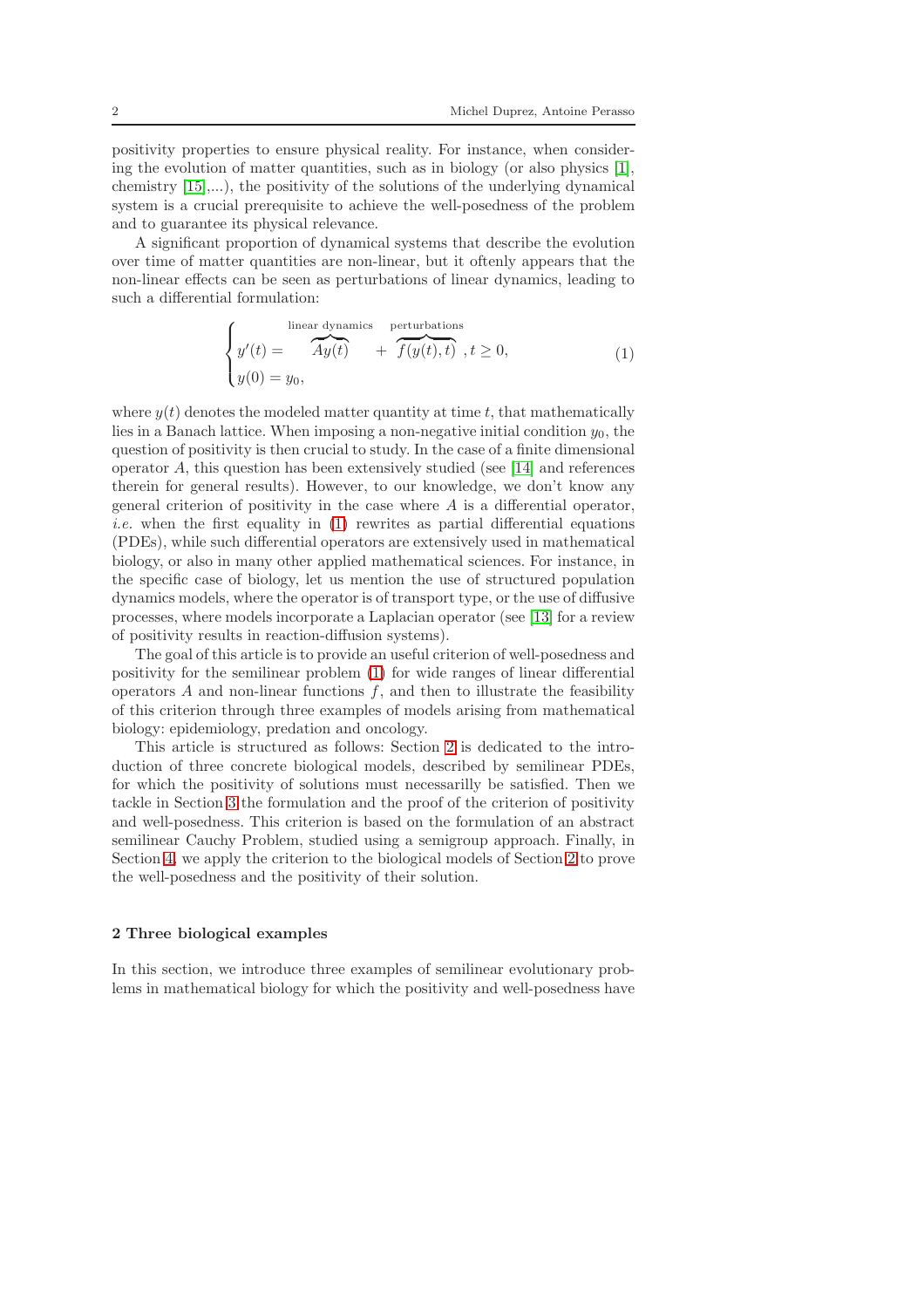positivity properties to ensure physical reality. For instance, when considering the evolution of matter quantities, such as in biology (or also physics [1], chemistry [15],...), the positivity of the solutions of the underlying dynamical system is a crucial prerequisite to achieve the well-posedness of the problem and to guarantee its physical relevance.

A significant proportion of dynamical systems that describe the evolution over time of matter quantities are non-linear, but it oftenly appears that the non-linear effects can be seen as perturbations of linear dynamics, leading to such a differential formulation:

$$
\begin{cases}
y'(t) = \overbrace{Ay(t)}^{\text{linear dynamics}} + \overbrace{f(y(t),t)}^{\text{perturbations}}, t \geq 0, \\
y(0) = y_0,
\end{cases}
\tag{1}
$$

where $y(t)$ denotes the modeled matter quantity at time $t$, that mathematically lies in a Banach lattice. When imposing a non-negative initial condition $y_0$, the question of positivity is then crucial to study. In the case of a finite dimensional operator $A$, this question has been extensively studied (see [14] and references therein for general results). However, to our knowledge, we don't know any general criterion of positivity in the case where $A$ is a differential operator, *i.e.* when the first equality in (1) rewrites as partial differential equations (PDEs), while such differential operators are extensively used in mathematical biology, or also in many other applied mathematical sciences. For instance, in the specific case of biology, let us mention the use of structured population dynamics models, where the operator is of transport type, or the use of diffusive processes, where models incorporate a Laplacian operator (see [13] for a review of positivity results in reaction-diffusion systems).

The goal of this article is to provide an useful criterion of well-posedness and positivity for the semilinear problem (1) for wide ranges of linear differential operators $A$ and non-linear functions $f$, and then to illustrate the feasibility of this criterion through three examples of models arising from mathematical biology: epidemiology, predation and oncology.

This article is structured as follows: Section 2 is dedicated to the introduction of three concrete biological models, described by semilinear PDEs, for which the positivity of solutions must necessarilly be satisfied. Then we tackle in Section 3 the formulation and the proof of the criterion of positivity and well-posedness. This criterion is based on the formulation of an abstract semilinear Cauchy Problem, studied using a semigroup approach. Finally, in Section 4, we apply the criterion to the biological models of Section 2 to prove the well-posedness and the positivity of their solution.

## 2 Three biological examples

In this section, we introduce three examples of semilinear evolutionary problems in mathematical biology for which the positivity and well-posedness have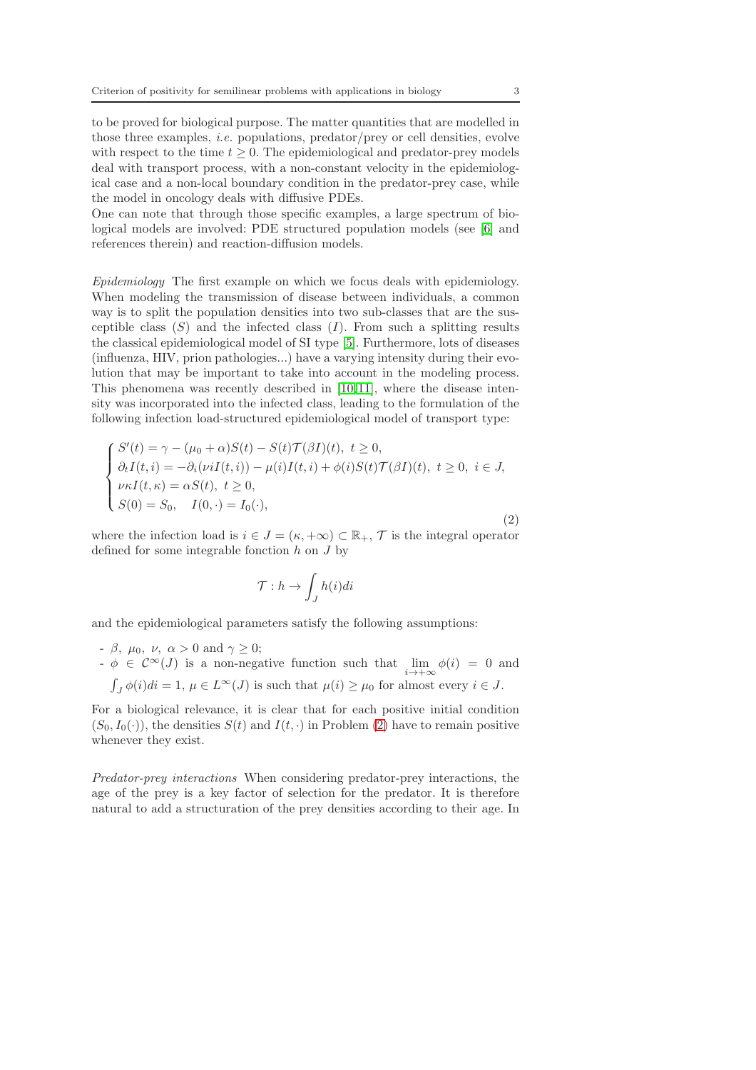to be proved for biological purpose. The matter quantities that are modelled in those three examples, *i.e.* populations, predator/prey or cell densities, evolve with respect to the time $t \geq 0$. The epidemiological and predator-prey models deal with transport process, with a non-constant velocity in the epidemiological case and a non-local boundary condition in the predator-prey case, while the model in oncology deals with diffusive PDEs.
One can note that through those specific examples, a large spectrum of biological models are involved: PDE structured population models (see [6] and references therein) and reaction-diffusion models.

*Epidemiology* The first example on which we focus deals with epidemiology. When modeling the transmission of disease between individuals, a common way is to split the population densities into two sub-classes that are the susceptible class ($S$) and the infected class ($I$). From such a splitting results the classical epidemiological model of SI type [5]. Furthermore, lots of diseases (influenza, HIV, prion pathologies...) have a varying intensity during their evolution that may be important to take into account in the modeling process. This phenomena was recently described in [10,11], where the disease intensity was incorporated into the infected class, leading to the formulation of the following infection load-structured epidemiological model of transport type:

$$
\begin{cases}
S'(t) = \gamma - (\mu_0 + \alpha)S(t) - S(t)\mathcal{T}(\beta I)(t), \ t \geq 0, \\
\partial_t I(t,i) = -\partial_i(\nu i I(t,i)) - \mu(i)I(t,i) + \phi(i)S(t)\mathcal{T}(\beta I)(t), \ t \geq 0, \ i \in J, \\
\nu \kappa I(t,\kappa) = \alpha S(t), \ t \geq 0, \\
S(0) = S_0, \quad I(0,\cdot) = I_0(\cdot),
\end{cases}
\tag{2}
$$

where the infection load is $i \in J = (\kappa, +\infty) \subset \mathbb{R}_+$, $\mathcal{T}$ is the integral operator defined for some integrable fonction $h$ on $J$ by

$$
\mathcal{T} : h \to \int_J h(i)di
$$

and the epidemiological parameters satisfy the following assumptions:

- $\beta, \ \mu_0, \ \nu, \ \alpha > 0$ and $\gamma \geq 0$;
- $\phi \in \mathcal{C}^\infty(J)$ is a non-negative function such that $\lim_{i \to +\infty} \phi(i) = 0$ and $\int_J \phi(i)di = 1$, $\mu \in L^\infty(J)$ is such that $\mu(i) \geq \mu_0$ for almost every $i \in J$.

For a biological relevance, it is clear that for each positive initial condition $(S_0, I_0(\cdot))$, the densities $S(t)$ and $I(t,\cdot)$ in Problem (2) have to remain positive whenever they exist.

*Predator-prey interactions* When considering predator-prey interactions, the age of the prey is a key factor of selection for the predator. It is therefore natural to add a structuration of the prey densities according to their age. In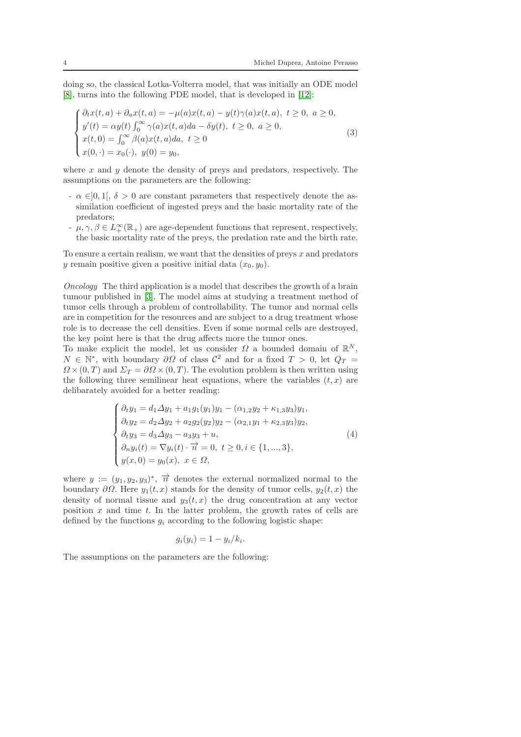doing so, the classical Lotka-Volterra model, that was initially an ODE model [8], turns into the following PDE model, that is developed in [12]:

$$\begin{cases} \partial_t x(t,a) + \partial_a x(t,a) = -\mu(a)x(t,a) - y(t)\gamma(a)x(t,a),\ t \geq 0,\ a \geq 0, \\ y'(t) = \alpha y(t)\int_0^\infty \gamma(a)x(t,a)da - \delta y(t),\ t \geq 0,\ a \geq 0, \\ x(t,0) = \int_0^\infty \beta(a)x(t,a)da,\ t \geq 0 \\ x(0,\cdot) = x_0(\cdot),\ y(0) = y_0, \end{cases} \tag{3}$$

where $x$ and $y$ denote the density of preys and predators, respectively. The assumptions on the parameters are the following:

- $\alpha \in ]0,1[$, $\delta > 0$ are constant parameters that respectively denote the assimilation coefficient of ingested preys and the basic mortality rate of the predators;
- $\mu, \gamma, \beta \in L^\infty_+(\mathbb{R}_+)$ are age-dependent functions that represent, respectively, the basic mortality rate of the preys, the predation rate and the birth rate.

To ensure a certain realism, we want that the densities of preys $x$ and predators $y$ remain positive given a positive initial data $(x_0, y_0)$.

*Oncology* The third application is a model that describes the growth of a brain tumour published in [3]. The model aims at studying a treatment method of tumor cells through a problem of controllability. The tumor and normal cells are in competition for the resources and are subject to a drug treatment whose role is to decrease the cell densities. Even if some normal cells are destroyed, the key point here is that the drug affects more the tumor ones.
To make explicit the model, let us consider $\Omega$ a bounded domain of $\mathbb{R}^N$, $N \in \mathbb{N}^*$, with boundary $\partial\Omega$ of class $\mathcal{C}^2$ and for a fixed $T > 0$, let $Q_T = \Omega \times (0,T)$ and $\Sigma_T = \partial\Omega \times (0,T)$. The evolution problem is then written using the following three semilinear heat equations, where the variables $(t,x)$ are delibarately avoided for a better reading:

$$\begin{cases} \partial_t y_1 = d_1 \Delta y_1 + a_1 g_1(y_1)y_1 - (\alpha_{1,2}y_2 + \kappa_{1,3}y_3)y_1, \\ \partial_t y_2 = d_2 \Delta y_2 + a_2 g_2(y_2)y_2 - (\alpha_{2,1}y_1 + \kappa_{2,3}y_3)y_2, \\ \partial_t y_3 = d_3 \Delta y_3 - a_3 y_3 + u, \\ \partial_n y_i(t) = \nabla y_i(t) \cdot \overrightarrow{n} = 0,\ t \geq 0, i \in \{1,...,3\}, \\ y(x,0) = y_0(x),\ x \in \Omega, \end{cases} \tag{4}$$

where $y := (y_1, y_2, y_3)^*$, $\overrightarrow{n}$ denotes the external normalized normal to the boundary $\partial\Omega$. Here $y_1(t,x)$ stands for the density of tumor cells, $y_2(t,x)$ the density of normal tissue and $y_3(t,x)$ the drug concentration at any vector position $x$ and time $t$. In the latter problem, the growth rates of cells are defined by the functions $g_i$ according to the following logistic shape:

$$g_i(y_i) = 1 - y_i/k_i.$$

The assumptions on the parameters are the following: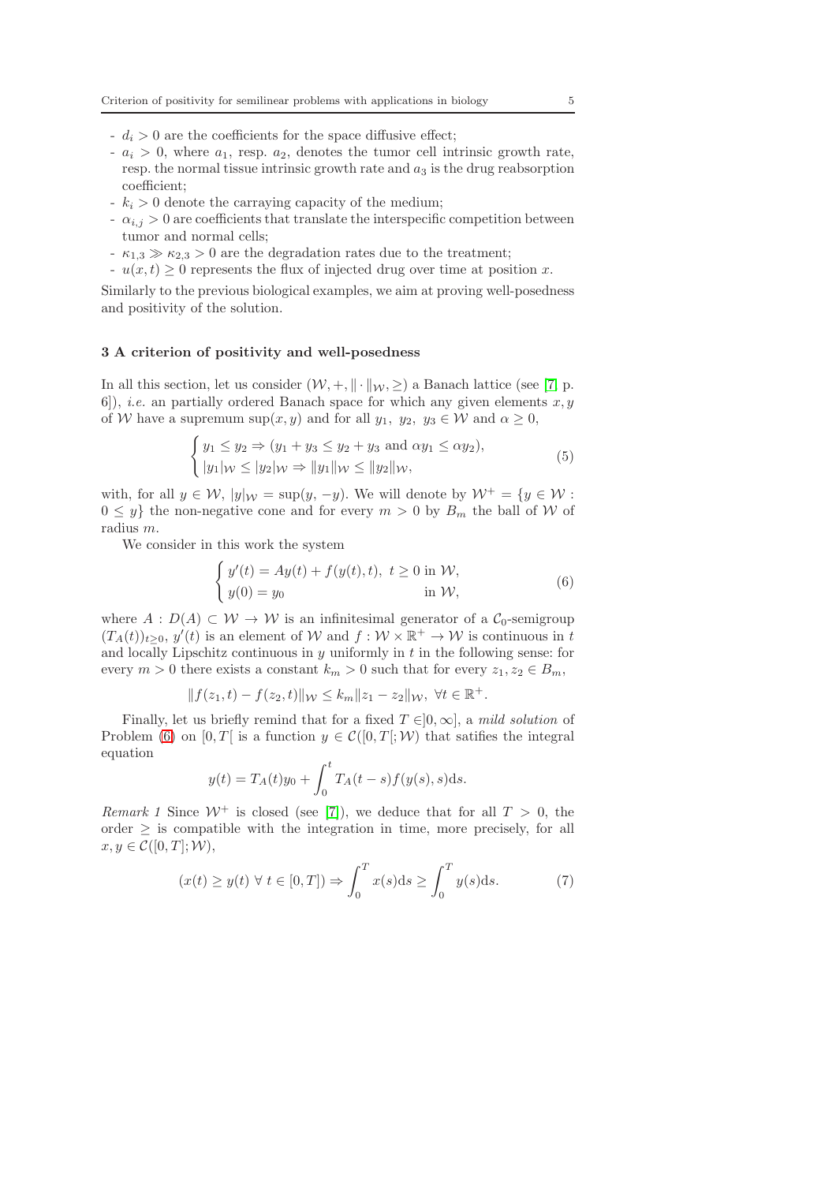- $d_i > 0$ are the coefficients for the space diffusive effect;
- $a_i > 0$, where $a_1$, resp. $a_2$, denotes the tumor cell intrinsic growth rate, resp. the normal tissue intrinsic growth rate and $a_3$ is the drug reabsorption coefficient;
- $k_i > 0$ denote the carraying capacity of the medium;
- $\alpha_{i,j} > 0$ are coefficients that translate the interspecific competition between tumor and normal cells;
- $\kappa_{1,3} \gg \kappa_{2,3} > 0$ are the degradation rates due to the treatment;
- $u(x,t) \geq 0$ represents the flux of injected drug over time at position $x$.

Similarly to the previous biological examples, we aim at proving well-posedness and positivity of the solution.

## 3 A criterion of positivity and well-posedness

In all this section, let us consider $(\mathcal{W}, +, \|\cdot\|_{\mathcal{W}}, \geq)$ a Banach lattice (see [7, p. 6]), *i.e.* an partially ordered Banach space for which any given elements $x, y$ of $\mathcal{W}$ have a supremum $\sup(x,y)$ and for all $y_1,\ y_2,\ y_3 \in \mathcal{W}$ and $\alpha \geq 0$,

$$
\begin{cases} y_1 \leq y_2 \Rightarrow (y_1 + y_3 \leq y_2 + y_3 \text{ and } \alpha y_1 \leq \alpha y_2), \\ |y_1|_{\mathcal{W}} \leq |y_2|_{\mathcal{W}} \Rightarrow \|y_1\|_{\mathcal{W}} \leq \|y_2\|_{\mathcal{W}}, \end{cases} \tag{5}
$$

with, for all $y \in \mathcal{W}$, $|y|_{\mathcal{W}} = \sup(y, -y)$. We will denote by $\mathcal{W}^+ = \{y \in \mathcal{W} : 0 \leq y\}$ the non-negative cone and for every $m > 0$ by $B_m$ the ball of $\mathcal{W}$ of radius $m$.

We consider in this work the system

$$
\begin{cases} y'(t) = Ay(t) + f(y(t), t),\ t \geq 0 \text{ in } \mathcal{W}, \\ y(0) = y_0 \qquad\qquad\qquad\qquad\quad \text{in } \mathcal{W}, \end{cases} \tag{6}
$$

where $A : D(A) \subset \mathcal{W} \to \mathcal{W}$ is an infinitesimal generator of a $\mathcal{C}_0$-semigroup $(T_A(t))_{t \geq 0}$, $y'(t)$ is an element of $\mathcal{W}$ and $f : \mathcal{W} \times \mathbb{R}^+ \to \mathcal{W}$ is continuous in $t$ and locally Lipschitz continuous in $y$ uniformly in $t$ in the following sense: for every $m > 0$ there exists a constant $k_m > 0$ such that for every $z_1, z_2 \in B_m$,

$$
\|f(z_1, t) - f(z_2, t)\|_{\mathcal{W}} \leq k_m \|z_1 - z_2\|_{\mathcal{W}},\ \forall t \in \mathbb{R}^+.
$$

Finally, let us briefly remind that for a fixed $T \in ]0, \infty]$, a *mild solution* of Problem (6) on $[0, T[$ is a function $y \in \mathcal{C}([0, T[; \mathcal{W})$ that satifies the integral equation

$$
y(t) = T_A(t) y_0 + \int_0^t T_A(t-s) f(y(s), s) \mathrm{d}s.
$$

*Remark 1* Since $\mathcal{W}^+$ is closed (see [7]), we deduce that for all $T > 0$, the order $\geq$ is compatible with the integration in time, more precisely, for all $x, y \in \mathcal{C}([0, T]; \mathcal{W})$,

$$
(x(t) \geq y(t)\ \forall\ t \in [0, T]) \Rightarrow \int_0^T x(s) \mathrm{d}s \geq \int_0^T y(s) \mathrm{d}s. \tag{7}
$$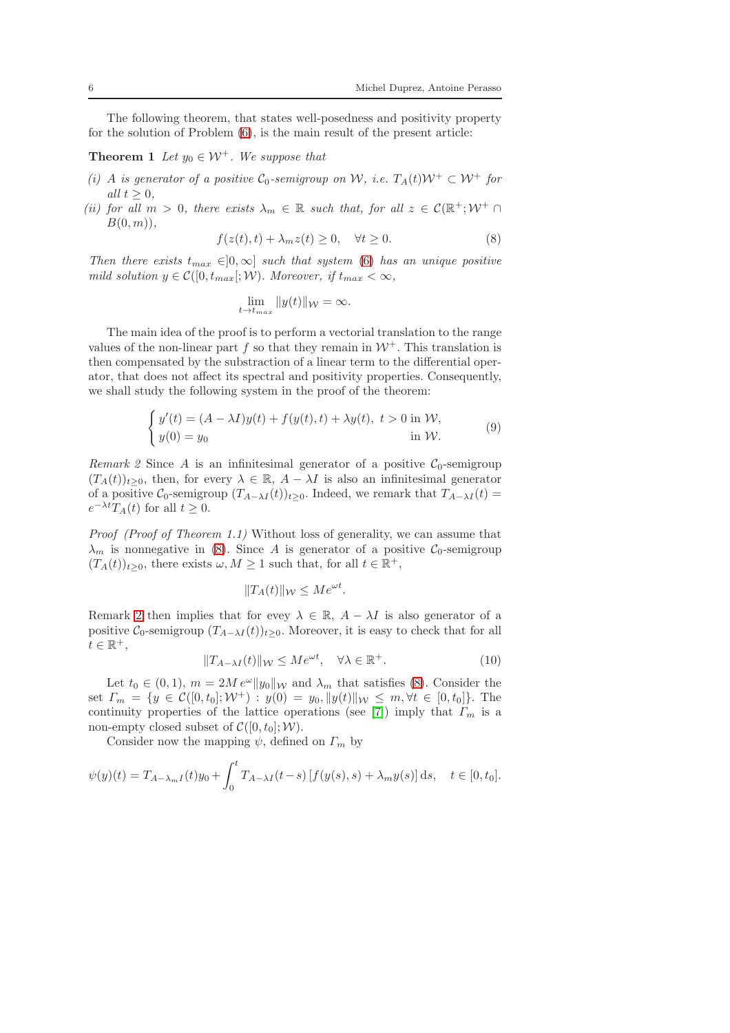The following theorem, that states well-posedness and positivity property for the solution of Problem (6), is the main result of the present article:

**Theorem 1** *Let $y_0 \in \mathcal{W}^+$. We suppose that*

*(i) $A$ is generator of a positive $\mathcal{C}_0$-semigroup on $\mathcal{W}$, i.e. $T_A(t)\mathcal{W}^+ \subset \mathcal{W}^+$ for all $t \geq 0$,*

*(ii) for all $m > 0$, there exists $\lambda_m \in \mathbb{R}$ such that, for all $z \in \mathcal{C}(\mathbb{R}^+; \mathcal{W}^+ \cap B(0,m))$,*

$$f(z(t),t) + \lambda_m z(t) \geq 0, \quad \forall t \geq 0. \tag{8}$$

*Then there exists $t_{max} \in ]0, \infty]$ such that system (6) has an unique positive mild solution $y \in \mathcal{C}([0, t_{max}[; \mathcal{W})$. Moreover, if $t_{max} < \infty$,*

$$\lim_{t \to t_{max}} \|y(t)\|_{\mathcal{W}} = \infty.$$

The main idea of the proof is to perform a vectorial translation to the range values of the non-linear part $f$ so that they remain in $\mathcal{W}^+$. This translation is then compensated by the substraction of a linear term to the differential operator, that does not affect its spectral and positivity properties. Consequently, we shall study the following system in the proof of the theorem:

$$\begin{cases} y'(t) = (A - \lambda I)y(t) + f(y(t),t) + \lambda y(t), \ t > 0 \text{ in } \mathcal{W}, \\ y(0) = y_0 \qquad\qquad\qquad\qquad\qquad\qquad\qquad\quad \text{in } \mathcal{W}. \end{cases} \tag{9}$$

*Remark 2* Since $A$ is an infinitesimal generator of a positive $\mathcal{C}_0$-semigroup $(T_A(t))_{t\geq 0}$, then, for every $\lambda \in \mathbb{R}$, $A - \lambda I$ is also an infinitesimal generator of a positive $\mathcal{C}_0$-semigroup $(T_{A-\lambda I}(t))_{t\geq 0}$. Indeed, we remark that $T_{A-\lambda I}(t) = e^{-\lambda t} T_A(t)$ for all $t \geq 0$.

*Proof (Proof of Theorem 1.1)* Without loss of generality, we can assume that $\lambda_m$ is nonnegative in (8). Since $A$ is generator of a positive $\mathcal{C}_0$-semigroup $(T_A(t))_{t\geq 0}$, there exists $\omega, M \geq 1$ such that, for all $t \in \mathbb{R}^+$,

$$\|T_A(t)\|_{\mathcal{W}} \leq M e^{\omega t}.$$

Remark 2 then implies that for evey $\lambda \in \mathbb{R}$, $A - \lambda I$ is also generator of a positive $\mathcal{C}_0$-semigroup $(T_{A-\lambda I}(t))_{t\geq 0}$. Moreover, it is easy to check that for all $t \in \mathbb{R}^+$,

$$\|T_{A-\lambda I}(t)\|_{\mathcal{W}} \leq M e^{\omega t}, \quad \forall \lambda \in \mathbb{R}^+. \tag{10}$$

Let $t_0 \in (0,1)$, $m = 2M\, e^{\omega} \|y_0\|_{\mathcal{W}}$ and $\lambda_m$ that satisfies (8). Consider the set $\Gamma_m = \{y \in \mathcal{C}([0,t_0]; \mathcal{W}^+) : y(0) = y_0, \|y(t)\|_{\mathcal{W}} \leq m, \forall t \in [0,t_0]\}$. The continuity properties of the lattice operations (see [7]) imply that $\Gamma_m$ is a non-empty closed subset of $\mathcal{C}([0,t_0]; \mathcal{W})$.

Consider now the mapping $\psi$, defined on $\Gamma_m$ by

$$\psi(y)(t) = T_{A-\lambda_m I}(t) y_0 + \int_0^t T_{A-\lambda I}(t-s) \left[f(y(s),s) + \lambda_m y(s)\right] \mathrm{d}s, \quad t \in [0,t_0].$$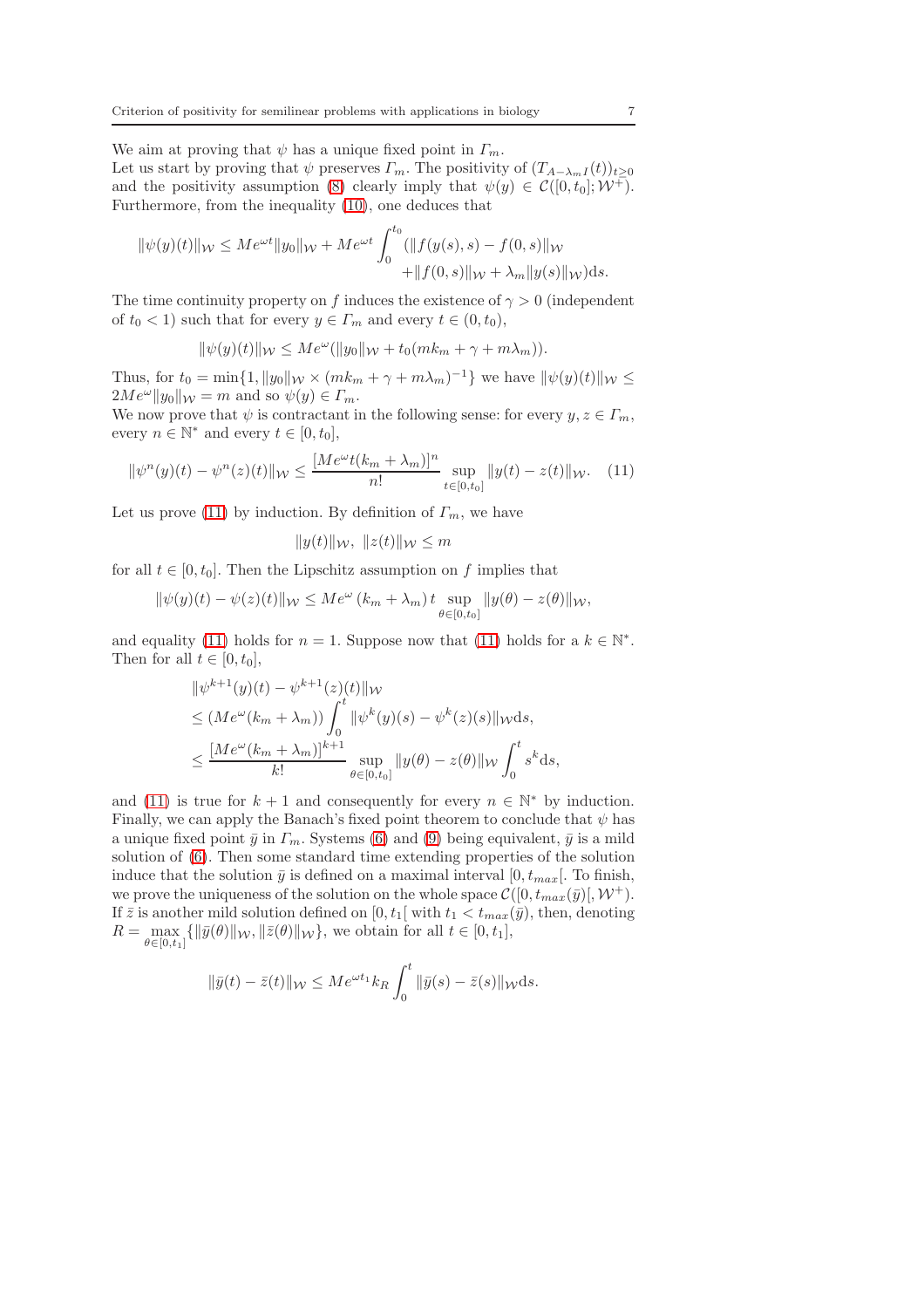We aim at proving that $\psi$ has a unique fixed point in $\Gamma_m$.
Let us start by proving that $\psi$ preserves $\Gamma_m$. The positivity of $(T_{A-\lambda_m I}(t))_{t\geq 0}$ and the positivity assumption (8) clearly imply that $\psi(y) \in \mathcal{C}([0,t_0];\mathcal{W}^+)$. Furthermore, from the inequality (10), one deduces that

$$\|\psi(y)(t)\|_{\mathcal{W}} \leq Me^{\omega t}\|y_0\|_{\mathcal{W}} + Me^{\omega t}\int_0^{t_0} (\|f(y(s),s) - f(0,s)\|_{\mathcal{W}} + \|f(0,s)\|_{\mathcal{W}} + \lambda_m \|y(s)\|_{\mathcal{W}})\mathrm{d}s.$$

The time continuity property on $f$ induces the existence of $\gamma > 0$ (independent of $t_0 < 1$) such that for every $y \in \Gamma_m$ and every $t \in (0,t_0)$,

$$\|\psi(y)(t)\|_{\mathcal{W}} \leq Me^{\omega}(\|y_0\|_{\mathcal{W}} + t_0(mk_m + \gamma + m\lambda_m)).$$

Thus, for $t_0 = \min\{1, \|y_0\|_{\mathcal{W}} \times (mk_m + \gamma + m\lambda_m)^{-1}\}$ we have $\|\psi(y)(t)\|_{\mathcal{W}} \leq 2Me^{\omega}\|y_0\|_{\mathcal{W}} = m$ and so $\psi(y) \in \Gamma_m$.
We now prove that $\psi$ is contractant in the following sense: for every $y, z \in \Gamma_m$, every $n \in \mathbb{N}^*$ and every $t \in [0,t_0]$,

$$\|\psi^n(y)(t) - \psi^n(z)(t)\|_{\mathcal{W}} \leq \frac{[Me^{\omega}t(k_m + \lambda_m)]^n}{n!} \sup_{t\in[0,t_0]} \|y(t) - z(t)\|_{\mathcal{W}}. \quad (11)$$

Let us prove (11) by induction. By definition of $\Gamma_m$, we have

$$\|y(t)\|_{\mathcal{W}},\ \|z(t)\|_{\mathcal{W}} \leq m$$

for all $t \in [0,t_0]$. Then the Lipschitz assumption on $f$ implies that

$$\|\psi(y)(t) - \psi(z)(t)\|_{\mathcal{W}} \leq Me^{\omega}\,(k_m + \lambda_m)\,t \sup_{\theta\in[0,t_0]} \|y(\theta) - z(\theta)\|_{\mathcal{W}},$$

and equality (11) holds for $n = 1$. Suppose now that (11) holds for a $k \in \mathbb{N}^*$. Then for all $t \in [0,t_0]$,

$$\begin{aligned}
&\|\psi^{k+1}(y)(t) - \psi^{k+1}(z)(t)\|_{\mathcal{W}} \\
&\leq (Me^{\omega}(k_m + \lambda_m)) \int_0^t \|\psi^k(y)(s) - \psi^k(z)(s)\|_{\mathcal{W}}\mathrm{d}s, \\
&\leq \frac{[Me^{\omega}(k_m + \lambda_m)]^{k+1}}{k!} \sup_{\theta\in[0,t_0]} \|y(\theta) - z(\theta)\|_{\mathcal{W}} \int_0^t s^k \mathrm{d}s,
\end{aligned}$$

and (11) is true for $k+1$ and consequently for every $n \in \mathbb{N}^*$ by induction. Finally, we can apply the Banach's fixed point theorem to conclude that $\psi$ has a unique fixed point $\bar{y}$ in $\Gamma_m$. Systems (6) and (9) being equivalent, $\bar{y}$ is a mild solution of (6). Then some standard time extending properties of the solution induce that the solution $\bar{y}$ is defined on a maximal interval $[0, t_{max}[$. To finish, we prove the uniqueness of the solution on the whole space $\mathcal{C}([0, t_{max}(\bar{y})[, \mathcal{W}^+)$. If $\bar{z}$ is another mild solution defined on $[0, t_1[$ with $t_1 < t_{max}(\bar{y})$, then, denoting $R = \max_{\theta\in[0,t_1]}\{\|\bar{y}(\theta)\|_{\mathcal{W}}, \|\bar{z}(\theta)\|_{\mathcal{W}}\}$, we obtain for all $t \in [0,t_1]$,

$$\|\bar{y}(t) - \bar{z}(t)\|_{\mathcal{W}} \leq Me^{\omega t_1}k_R \int_0^t \|\bar{y}(s) - \bar{z}(s)\|_{\mathcal{W}}\mathrm{d}s.$$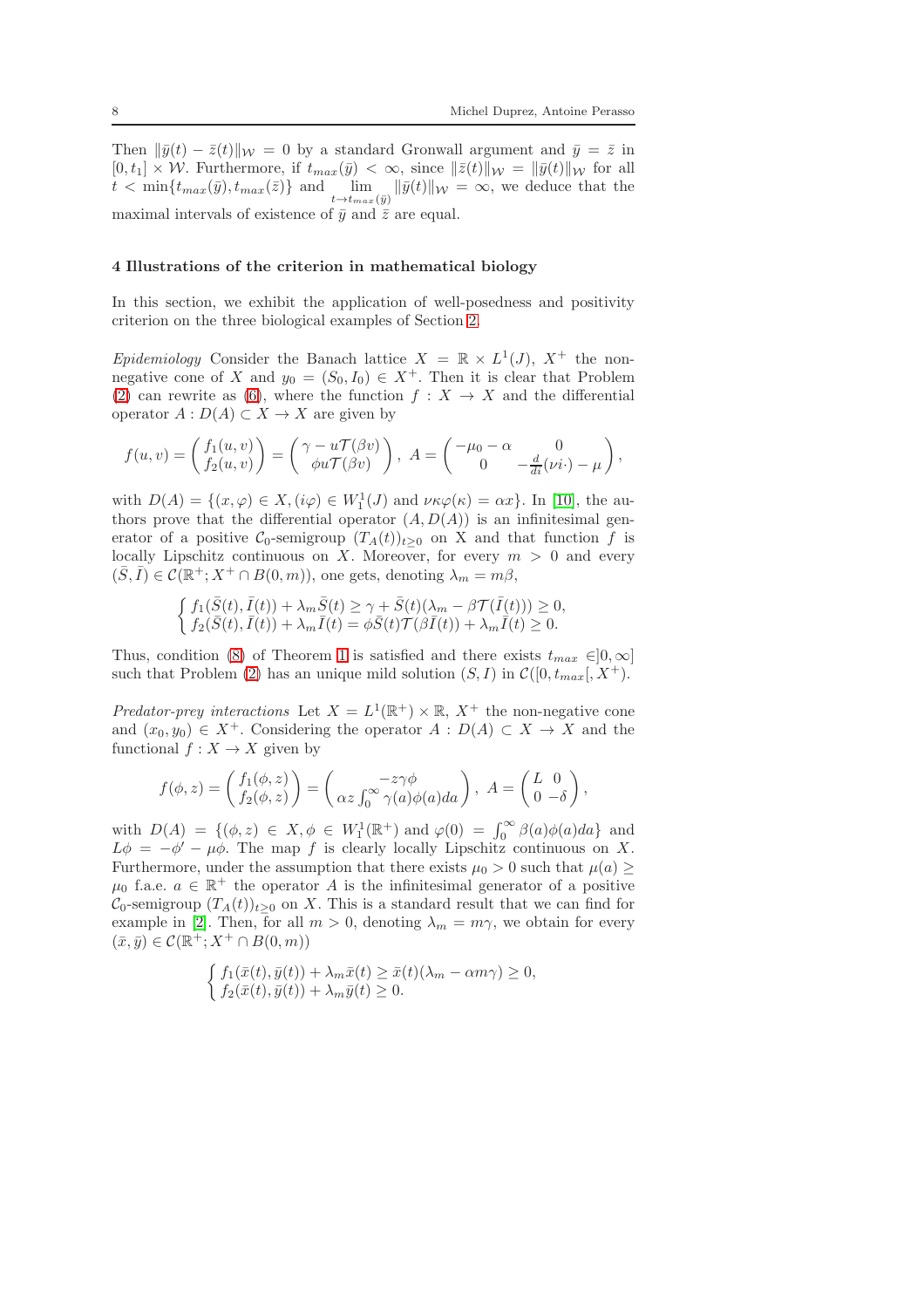Then $\|\bar{y}(t) - \bar{z}(t)\|_{\mathcal{W}} = 0$ by a standard Gronwall argument and $\bar{y} = \bar{z}$ in $[0, t_1] \times \mathcal{W}$. Furthermore, if $t_{max}(\bar{y}) < \infty$, since $\|\bar{z}(t)\|_{\mathcal{W}} = \|\bar{y}(t)\|_{\mathcal{W}}$ for all $t < \min\{t_{max}(\bar{y}), t_{max}(\bar{z})\}$ and $\lim_{t \to t_{max}(\bar{y})} \|\bar{y}(t)\|_{\mathcal{W}} = \infty$, we deduce that the maximal intervals of existence of $\bar{y}$ and $\bar{z}$ are equal.

## 4 Illustrations of the criterion in mathematical biology

In this section, we exhibit the application of well-posedness and positivity criterion on the three biological examples of Section 2.

*Epidemiology* Consider the Banach lattice $X = \mathbb{R} \times L^1(J)$, $X^+$ the non-negative cone of $X$ and $y_0 = (S_0, I_0) \in X^+$. Then it is clear that Problem (2) can rewrite as (6), where the function $f : X \to X$ and the differential operator $A : D(A) \subset X \to X$ are given by

$$f(u, v) = \begin{pmatrix} f_1(u, v) \\ f_2(u, v) \end{pmatrix} = \begin{pmatrix} \gamma - u\mathcal{T}(\beta v) \\ \phi u \mathcal{T}(\beta v) \end{pmatrix}, \ A = \begin{pmatrix} -\mu_0 - \alpha & 0 \\ 0 & -\frac{d}{di}(\nu i \cdot) - \mu \end{pmatrix},$$

with $D(A) = \{(x, \varphi) \in X, (i\varphi) \in W_1^1(J) \text{ and } \nu\kappa\varphi(\kappa) = \alpha x\}$. In [10], the authors prove that the differential operator $(A, D(A))$ is an infinitesimal generator of a positive $\mathcal{C}_0$-semigroup $(T_A(t))_{t \geq 0}$ on X and that function $f$ is locally Lipschitz continuous on $X$. Moreover, for every $m > 0$ and every $(\bar{S}, \bar{I}) \in \mathcal{C}(\mathbb{R}^+; X^+ \cap B(0, m))$, one gets, denoting $\lambda_m = m\beta$,

$$\begin{cases} f_1(\bar{S}(t), \bar{I}(t)) + \lambda_m \bar{S}(t) \geq \gamma + \bar{S}(t)(\lambda_m - \beta\mathcal{T}(\bar{I}(t))) \geq 0, \\ f_2(\bar{S}(t), \bar{I}(t)) + \lambda_m \bar{I}(t) = \phi\bar{S}(t)\mathcal{T}(\beta\bar{I}(t)) + \lambda_m \bar{I}(t) \geq 0. \end{cases}$$

Thus, condition (8) of Theorem 1 is satisfied and there exists $t_{max} \in ]0, \infty]$ such that Problem (2) has an unique mild solution $(S, I)$ in $\mathcal{C}([0, t_{max}[, X^+)$.

*Predator-prey interactions* Let $X = L^1(\mathbb{R}^+) \times \mathbb{R}$, $X^+$ the non-negative cone and $(x_0, y_0) \in X^+$. Considering the operator $A : D(A) \subset X \to X$ and the functional $f : X \to X$ given by

$$f(\phi, z) = \begin{pmatrix} f_1(\phi, z) \\ f_2(\phi, z) \end{pmatrix} = \begin{pmatrix} -z\gamma\phi \\ \alpha z \int_0^\infty \gamma(a)\phi(a)da \end{pmatrix}, \ A = \begin{pmatrix} L & 0 \\ 0 & -\delta \end{pmatrix},$$

with $D(A) = \{(\phi, z) \in X, \phi \in W_1^1(\mathbb{R}^+) \text{ and } \varphi(0) = \int_0^\infty \beta(a)\phi(a)da\}$ and $L\phi = -\phi' - \mu\phi$. The map $f$ is clearly locally Lipschitz continuous on $X$. Furthermore, under the assumption that there exists $\mu_0 > 0$ such that $\mu(a) \geq \mu_0$ f.a.e. $a \in \mathbb{R}^+$ the operator $A$ is the infinitesimal generator of a positive $\mathcal{C}_0$-semigroup $(T_A(t))_{t \geq 0}$ on $X$. This is a standard result that we can find for example in [2]. Then, for all $m > 0$, denoting $\lambda_m = m\gamma$, we obtain for every $(\bar{x}, \bar{y}) \in \mathcal{C}(\mathbb{R}^+; X^+ \cap B(0, m))$

$$\begin{cases} f_1(\bar{x}(t), \bar{y}(t)) + \lambda_m \bar{x}(t) \geq \bar{x}(t)(\lambda_m - \alpha m\gamma) \geq 0, \\ f_2(\bar{x}(t), \bar{y}(t)) + \lambda_m \bar{y}(t) \geq 0. \end{cases}$$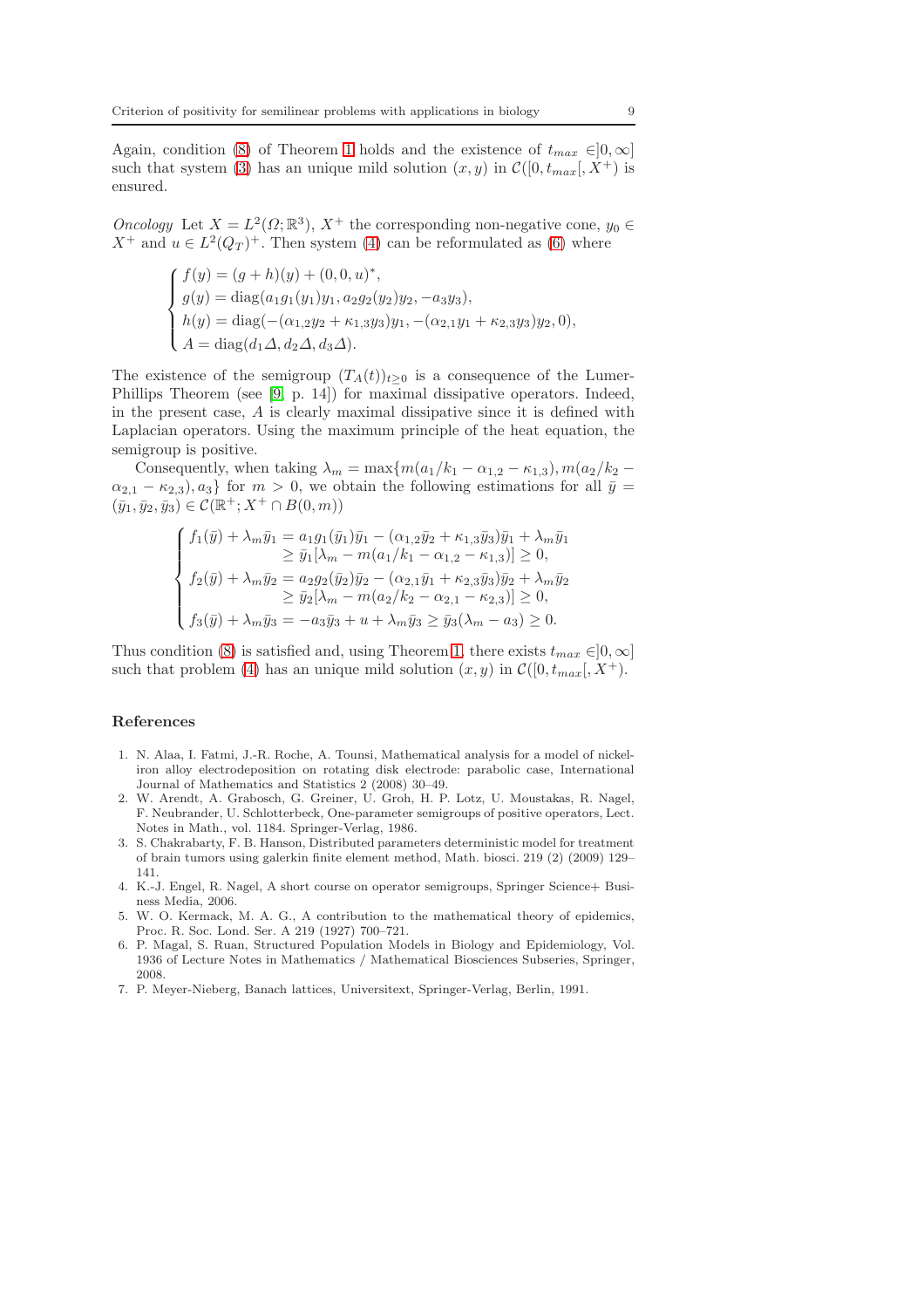Again, condition (8) of Theorem 1 holds and the existence of $t_{max} \in ]0, \infty]$ such that system (3) has an unique mild solution $(x, y)$ in $\mathcal{C}([0, t_{max}[, X^+)$ is ensured.

*Oncology* Let $X = L^2(\Omega; \mathbb{R}^3)$, $X^+$ the corresponding non-negative cone, $y_0 \in X^+$ and $u \in L^2(Q_T)^+$. Then system (4) can be reformulated as (6) where

$$
\begin{cases}
f(y) = (g + h)(y) + (0, 0, u)^*, \\
g(y) = \operatorname{diag}(a_1 g_1(y_1) y_1, a_2 g_2(y_2) y_2, -a_3 y_3), \\
h(y) = \operatorname{diag}(-(\alpha_{1,2} y_2 + \kappa_{1,3} y_3) y_1, -(\alpha_{2,1} y_1 + \kappa_{2,3} y_3) y_2, 0), \\
A = \operatorname{diag}(d_1 \Delta, d_2 \Delta, d_3 \Delta).
\end{cases}
$$

The existence of the semigroup $(T_A(t))_{t \geq 0}$ is a consequence of the Lumer-Phillips Theorem (see [9, p. 14]) for maximal dissipative operators. Indeed, in the present case, $A$ is clearly maximal dissipative since it is defined with Laplacian operators. Using the maximum principle of the heat equation, the semigroup is positive.

Consequently, when taking $\lambda_m = \max\{m(a_1/k_1 - \alpha_{1,2} - \kappa_{1,3}), m(a_2/k_2 - \alpha_{2,1} - \kappa_{2,3}), a_3\}$ for $m > 0$, we obtain the following estimations for all $\bar{y} = (\bar{y}_1, \bar{y}_2, \bar{y}_3) \in \mathcal{C}(\mathbb{R}^+; X^+ \cap B(0, m))$

$$
\begin{cases}
f_1(\bar{y}) + \lambda_m \bar{y}_1 = a_1 g_1(\bar{y}_1)\bar{y}_1 - (\alpha_{1,2}\bar{y}_2 + \kappa_{1,3}\bar{y}_3)\bar{y}_1 + \lambda_m \bar{y}_1 \\
\qquad\qquad\qquad \geq \bar{y}_1[\lambda_m - m(a_1/k_1 - \alpha_{1,2} - \kappa_{1,3})] \geq 0, \\
f_2(\bar{y}) + \lambda_m \bar{y}_2 = a_2 g_2(\bar{y}_2)\bar{y}_2 - (\alpha_{2,1}\bar{y}_1 + \kappa_{2,3}\bar{y}_3)\bar{y}_2 + \lambda_m \bar{y}_2 \\
\qquad\qquad\qquad \geq \bar{y}_2[\lambda_m - m(a_2/k_2 - \alpha_{2,1} - \kappa_{2,3})] \geq 0, \\
f_3(\bar{y}) + \lambda_m \bar{y}_3 = -a_3\bar{y}_3 + u + \lambda_m \bar{y}_3 \geq \bar{y}_3(\lambda_m - a_3) \geq 0.
\end{cases}
$$

Thus condition (8) is satisfied and, using Theorem 1, there exists $t_{max} \in ]0, \infty]$ such that problem (4) has an unique mild solution $(x, y)$ in $\mathcal{C}([0, t_{max}[, X^+)$.

## References

1. N. Alaa, I. Fatmi, J.-R. Roche, A. Tounsi, Mathematical analysis for a model of nickel-iron alloy electrodeposition on rotating disk electrode: parabolic case, International Journal of Mathematics and Statistics 2 (2008) 30–49.
2. W. Arendt, A. Grabosch, G. Greiner, U. Groh, H. P. Lotz, U. Moustakas, R. Nagel, F. Neubrander, U. Schlotterbeck, One-parameter semigroups of positive operators, Lect. Notes in Math., vol. 1184. Springer-Verlag, 1986.
3. S. Chakrabarty, F. B. Hanson, Distributed parameters deterministic model for treatment of brain tumors using galerkin finite element method, Math. biosci. 219 (2) (2009) 129–141.
4. K.-J. Engel, R. Nagel, A short course on operator semigroups, Springer Science+ Business Media, 2006.
5. W. O. Kermack, M. A. G., A contribution to the mathematical theory of epidemics, Proc. R. Soc. Lond. Ser. A 219 (1927) 700–721.
6. P. Magal, S. Ruan, Structured Population Models in Biology and Epidemiology, Vol. 1936 of Lecture Notes in Mathematics / Mathematical Biosciences Subseries, Springer, 2008.
7. P. Meyer-Nieberg, Banach lattices, Universitext, Springer-Verlag, Berlin, 1991.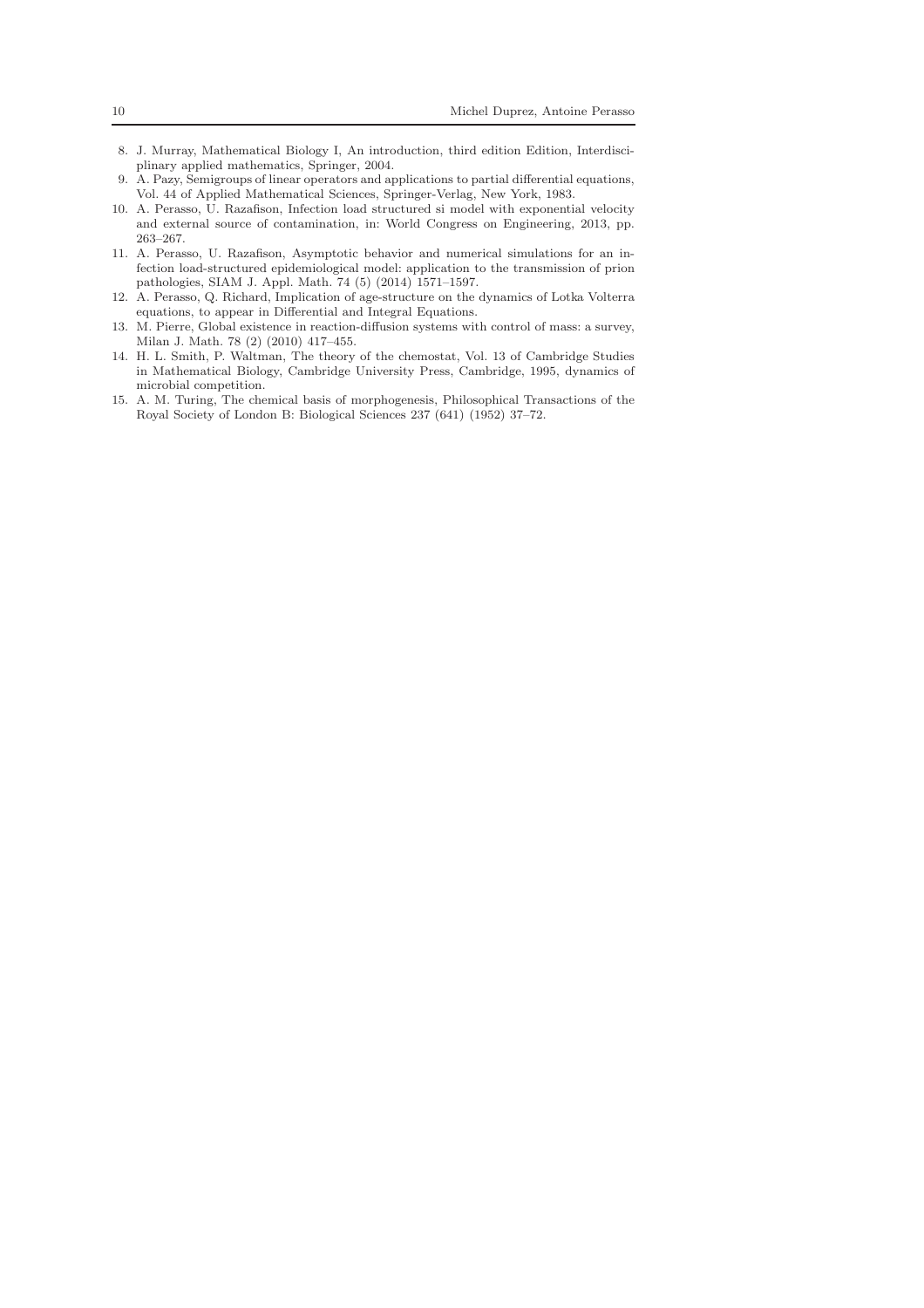8. J. Murray, Mathematical Biology I, An introduction, third edition Edition, Interdisciplinary applied mathematics, Springer, 2004.
9. A. Pazy, Semigroups of linear operators and applications to partial differential equations, Vol. 44 of Applied Mathematical Sciences, Springer-Verlag, New York, 1983.
10. A. Perasso, U. Razafison, Infection load structured si model with exponential velocity and external source of contamination, in: World Congress on Engineering, 2013, pp. 263–267.
11. A. Perasso, U. Razafison, Asymptotic behavior and numerical simulations for an infection load-structured epidemiological model: application to the transmission of prion pathologies, SIAM J. Appl. Math. 74 (5) (2014) 1571–1597.
12. A. Perasso, Q. Richard, Implication of age-structure on the dynamics of Lotka Volterra equations, to appear in Differential and Integral Equations.
13. M. Pierre, Global existence in reaction-diffusion systems with control of mass: a survey, Milan J. Math. 78 (2) (2010) 417–455.
14. H. L. Smith, P. Waltman, The theory of the chemostat, Vol. 13 of Cambridge Studies in Mathematical Biology, Cambridge University Press, Cambridge, 1995, dynamics of microbial competition.
15. A. M. Turing, The chemical basis of morphogenesis, Philosophical Transactions of the Royal Society of London B: Biological Sciences 237 (641) (1952) 37–72.